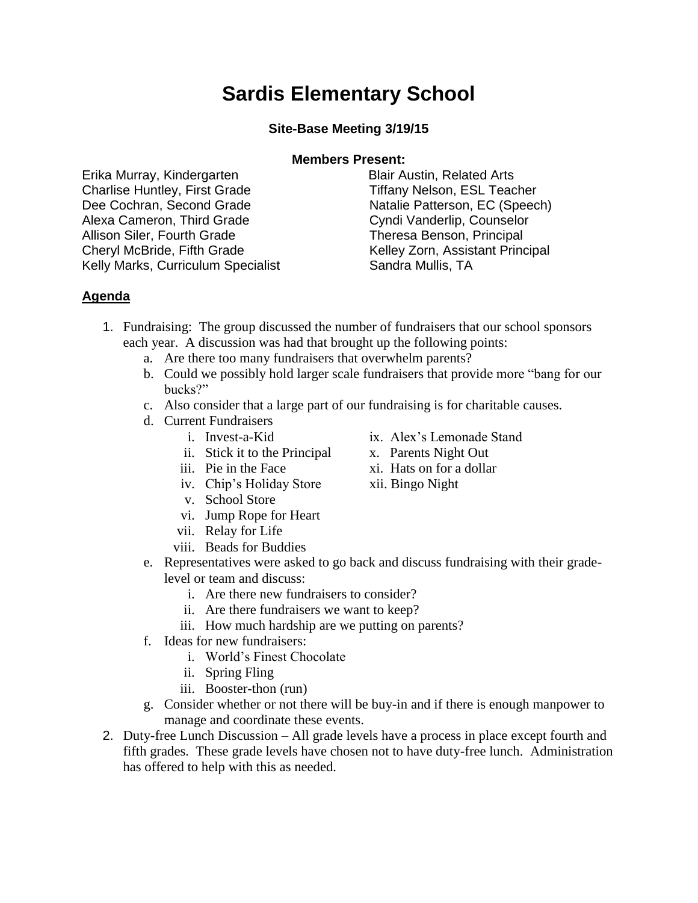# Sardis Elementary School

### Site-Base Meeting 3/19/15

**Members Present:**

Erika Murray, Kindergarten
Charlise Huntley, First Grade
Dee Cochran, Second Grade
Alexa Cameron, Third Grade
Allison Siler, Fourth Grade
Cheryl McBride, Fifth Grade
Kelly Marks, Curriculum Specialist
Blair Austin, Related Arts
Tiffany Nelson, ESL Teacher
Natalie Patterson, EC (Speech)
Cyndi Vanderlip, Counselor
Theresa Benson, Principal
Kelley Zorn, Assistant Principal
Sandra Mullis, TA

**Agenda**

1. Fundraising: The group discussed the number of fundraisers that our school sponsors each year. A discussion was had that brought up the following points:
   a. Are there too many fundraisers that overwhelm parents?
   b. Could we possibly hold larger scale fundraisers that provide more "bang for our bucks?"
   c. Also consider that a large part of our fundraising is for charitable causes.
   d. Current Fundraisers
      i. Invest-a-Kid
      ii. Stick it to the Principal
      iii. Pie in the Face
      iv. Chip's Holiday Store
      v. School Store
      vi. Jump Rope for Heart
      vii. Relay for Life
      viii. Beads for Buddies
      ix. Alex's Lemonade Stand
      x. Parents Night Out
      xi. Hats on for a dollar
      xii. Bingo Night
   e. Representatives were asked to go back and discuss fundraising with their grade-level or team and discuss:
      i. Are there new fundraisers to consider?
      ii. Are there fundraisers we want to keep?
      iii. How much hardship are we putting on parents?
   f. Ideas for new fundraisers:
      i. World's Finest Chocolate
      ii. Spring Fling
      iii. Booster-thon (run)
   g. Consider whether or not there will be buy-in and if there is enough manpower to manage and coordinate these events.
2. Duty-free Lunch Discussion – All grade levels have a process in place except fourth and fifth grades. These grade levels have chosen not to have duty-free lunch. Administration has offered to help with this as needed.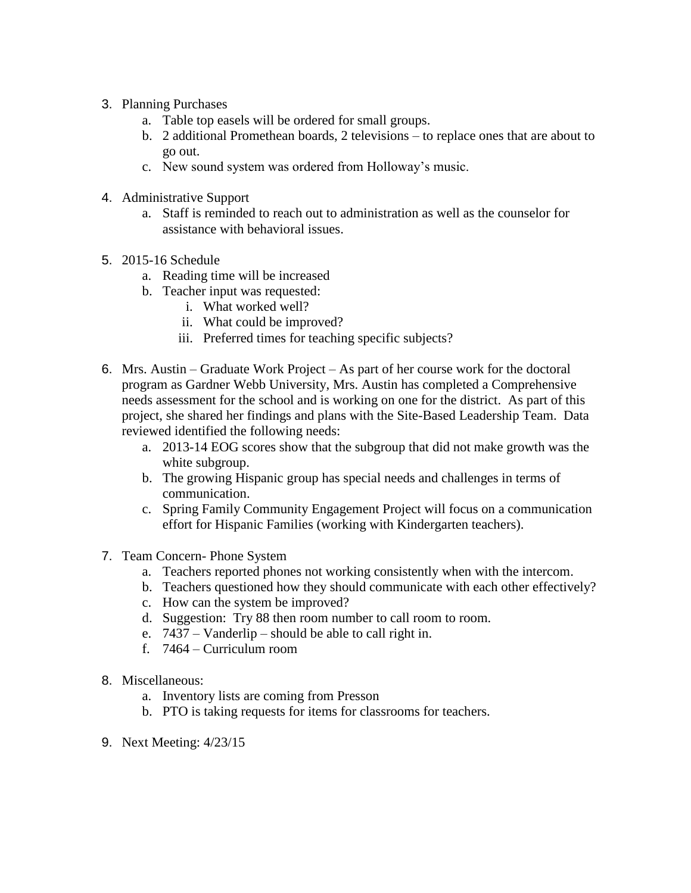3. Planning Purchases
    a. Table top easels will be ordered for small groups.
    b. 2 additional Promethean boards, 2 televisions – to replace ones that are about to go out.
    c. New sound system was ordered from Holloway's music.

4. Administrative Support
    a. Staff is reminded to reach out to administration as well as the counselor for assistance with behavioral issues.

5. 2015-16 Schedule
    a. Reading time will be increased
    b. Teacher input was requested:
        i. What worked well?
        ii. What could be improved?
        iii. Preferred times for teaching specific subjects?

6. Mrs. Austin – Graduate Work Project – As part of her course work for the doctoral program as Gardner Webb University, Mrs. Austin has completed a Comprehensive needs assessment for the school and is working on one for the district. As part of this project, she shared her findings and plans with the Site-Based Leadership Team. Data reviewed identified the following needs:
    a. 2013-14 EOG scores show that the subgroup that did not make growth was the white subgroup.
    b. The growing Hispanic group has special needs and challenges in terms of communication.
    c. Spring Family Community Engagement Project will focus on a communication effort for Hispanic Families (working with Kindergarten teachers).

7. Team Concern- Phone System
    a. Teachers reported phones not working consistently when with the intercom.
    b. Teachers questioned how they should communicate with each other effectively?
    c. How can the system be improved?
    d. Suggestion: Try 88 then room number to call room to room.
    e. 7437 – Vanderlip – should be able to call right in.
    f. 7464 – Curriculum room

8. Miscellaneous:
    a. Inventory lists are coming from Presson
    b. PTO is taking requests for items for classrooms for teachers.

9. Next Meeting: 4/23/15